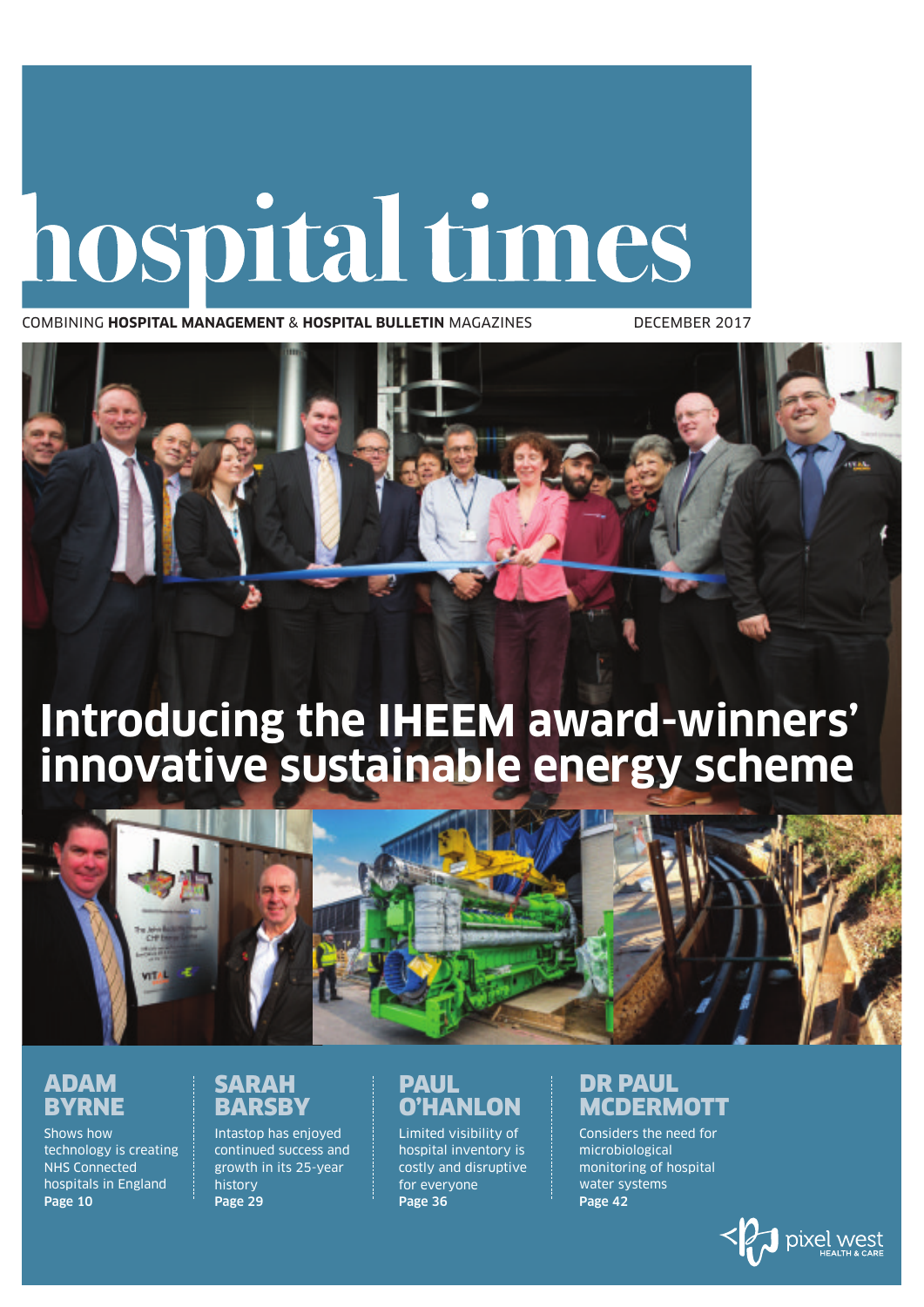# hospital times

COMBINING **HOSPITAL MANAGEMENT** & **HOSPITAL BULLETIN** MAGAZINES

DECEMBER 2017

## Introducing the IHEEM award-winners' innovative sustainable energy scheme

### ADAM BYRNE

Shows how technology is creating NHS Connected hospitals in England

**Page 10**

### SARAH BARSBY

Intastop has enjoyed continued success and growth in its 25-year history

**Page 29**

### PAUL O'HANLON

Limited visibility of hospital inventory is costly and disruptive for everyone

**Page 36**

### DR PAUL MCDERMOTT

Considers the need for microbiological monitoring of hospital water systems

**Page 42**

pixel west HEALTH & CARE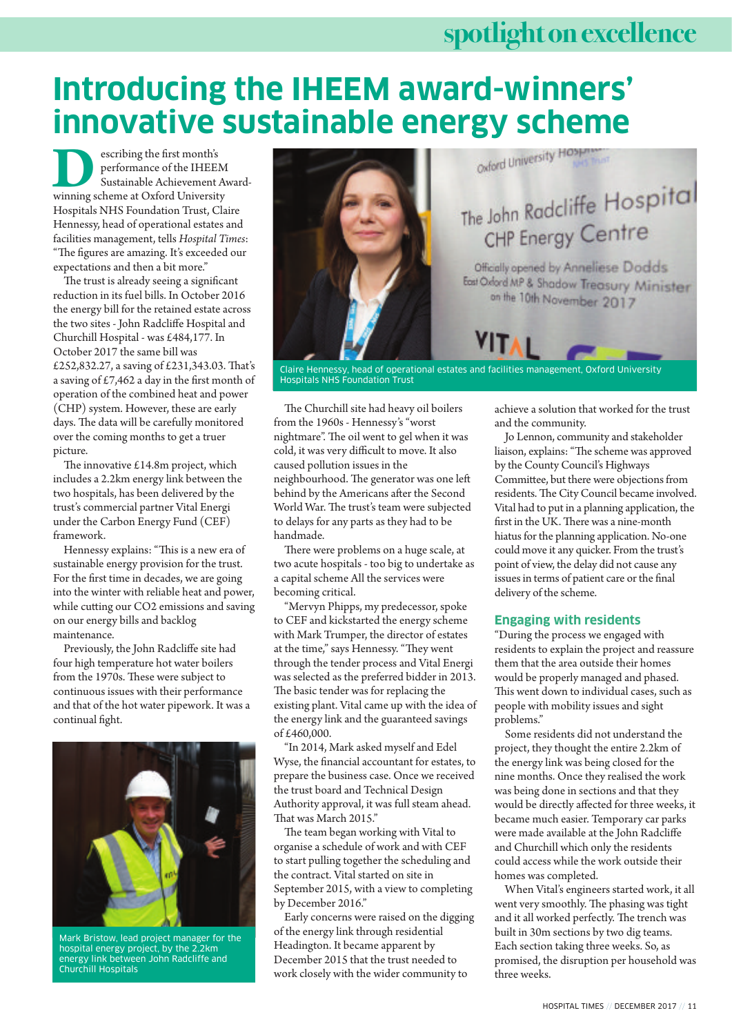# Introducing the IHEEM award-winners' innovative sustainable energy scheme

Describing the first month's performance of the IHEEM Sustainable Achievement Award-winning scheme at Oxford University Hospitals NHS Foundation Trust, Claire Hennessy, head of operational estates and facilities management, tells *Hospital Times*: "The figures are amazing. It's exceeded our expectations and then a bit more."

The trust is already seeing a significant reduction in its fuel bills. In October 2016 the energy bill for the retained estate across the two sites - John Radcliffe Hospital and Churchill Hospital - was £484,177. In October 2017 the same bill was £252,832.27, a saving of £231,343.03. That's a saving of £7,462 a day in the first month of operation of the combined heat and power (CHP) system. However, these are early days. The data will be carefully monitored over the coming months to get a truer picture.

The innovative £14.8m project, which includes a 2.2km energy link between the two hospitals, has been delivered by the trust's commercial partner Vital Energi under the Carbon Energy Fund (CEF) framework.

Hennessy explains: "This is a new era of sustainable energy provision for the trust. For the first time in decades, we are going into the winter with reliable heat and power, while cutting our $CO_2$ emissions and saving on our energy bills and backlog maintenance.

Previously, the John Radcliffe site had four high temperature hot water boilers from the 1970s. These were subject to continuous issues with their performance and that of the hot water pipework. It was a continual fight.

Claire Hennessy, head of operational estates and facilities management, Oxford University Hospitals NHS Foundation Trust

Mark Bristow, lead project manager for the hospital energy project, by the 2.2km energy link between John Radcliffe and Churchill Hospitals

The Churchill site had heavy oil boilers from the 1960s - Hennessy's "worst nightmare". The oil went to gel when it was cold, it was very difficult to move. It also caused pollution issues in the neighbourhood. The generator was one left behind by the Americans after the Second World War. The trust's team were subjected to delays for any parts as they had to be handmade.

There were problems on a huge scale, at two acute hospitals - too big to undertake as a capital scheme All the services were becoming critical.

"Mervyn Phipps, my predecessor, spoke to CEF and kickstarted the energy scheme with Mark Trumper, the director of estates at the time," says Hennessy. "They went through the tender process and Vital Energi was selected as the preferred bidder in 2013. The basic tender was for replacing the existing plant. Vital came up with the idea of the energy link and the guaranteed savings of £460,000.

"In 2014, Mark asked myself and Edel Wyse, the financial accountant for estates, to prepare the business case. Once we received the trust board and Technical Design Authority approval, it was full steam ahead. That was March 2015."

The team began working with Vital to organise a schedule of work and with CEF to start pulling together the scheduling and the contract. Vital started on site in September 2015, with a view to completing by December 2016."

Early concerns were raised on the digging of the energy link through residential Headington. It became apparent by December 2015 that the trust needed to work closely with the wider community to achieve a solution that worked for the trust and the community.

Jo Lennon, community and stakeholder liaison, explains: "The scheme was approved by the County Council's Highways Committee, but there were objections from residents. The City Council became involved. Vital had to put in a planning application, the first in the UK. There was a nine-month hiatus for the planning application. No-one could move it any quicker. From the trust's point of view, the delay did not cause any issues in terms of patient care or the final delivery of the scheme.

## Engaging with residents

"During the process we engaged with residents to explain the project and reassure them that the area outside their homes would be properly managed and phased. This went down to individual cases, such as people with mobility issues and sight problems."

Some residents did not understand the project, they thought the entire 2.2km of the energy link was being closed for the nine months. Once they realised the work was being done in sections and that they would be directly affected for three weeks, it became much easier. Temporary car parks were made available at the John Radcliffe and Churchill which only the residents could access while the work outside their homes was completed.

When Vital's engineers started work, it all went very smoothly. The phasing was tight and it all worked perfectly. The trench was built in 30m sections by two dig teams. Each section taking three weeks. So, as promised, the disruption per household was three weeks.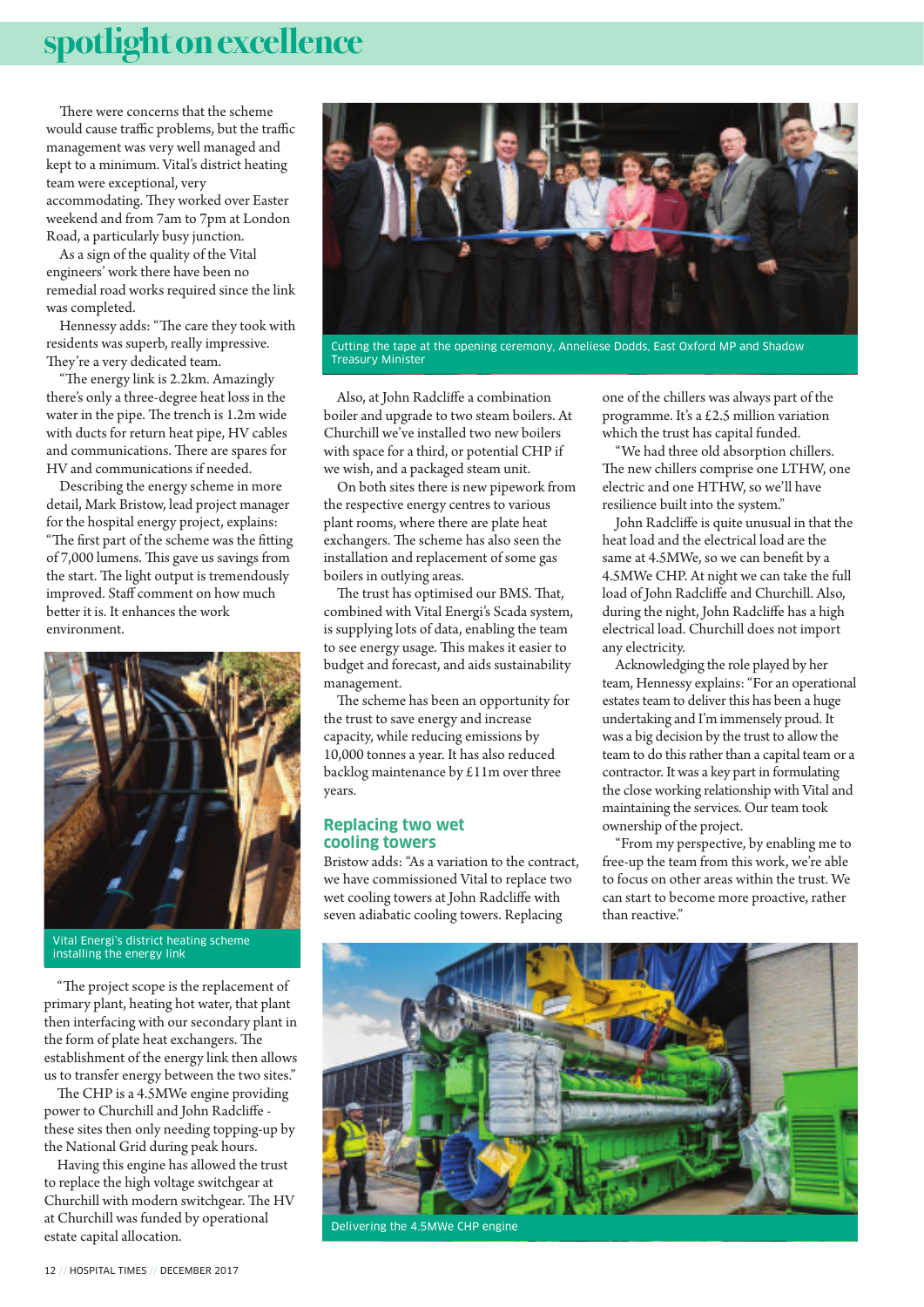## spotlight on excellence

There were concerns that the scheme would cause traffic problems, but the traffic management was very well managed and kept to a minimum. Vital's district heating team were exceptional, very accommodating. They worked over Easter weekend and from 7am to 7pm at London Road, a particularly busy junction.

As a sign of the quality of the Vital engineers' work there have been no remedial road works required since the link was completed.

Hennessy adds: "The care they took with residents was superb, really impressive. They're a very dedicated team.

"The energy link is 2.2km. Amazingly there's only a three-degree heat loss in the water in the pipe. The trench is 1.2m wide with ducts for return heat pipe, HV cables and communications. There are spares for HV and communications if needed.

Describing the energy scheme in more detail, Mark Bristow, lead project manager for the hospital energy project, explains: "The first part of the scheme was the fitting of 7,000 lumens. This gave us savings from the start. The light output is tremendously improved. Staff comment on how much better it is. It enhances the work environment.

Vital Energi's district heating scheme installing the energy link

"The project scope is the replacement of primary plant, heating hot water, that plant then interfacing with our secondary plant in the form of plate heat exchangers. The establishment of the energy link then allows us to transfer energy between the two sites."

The CHP is a 4.5MWe engine providing power to Churchill and John Radcliffe - these sites then only needing topping-up by the National Grid during peak hours.

Having this engine has allowed the trust to replace the high voltage switchgear at Churchill with modern switchgear. The HV at Churchill was funded by operational estate capital allocation.

Cutting the tape at the opening ceremony, Anneliese Dodds, East Oxford MP and Shadow Treasury Minister

Also, at John Radcliffe a combination boiler and upgrade to two steam boilers. At Churchill we've installed two new boilers with space for a third, or potential CHP if we wish, and a packaged steam unit.

On both sites there is new pipework from the respective energy centres to various plant rooms, where there are plate heat exchangers. The scheme has also seen the installation and replacement of some gas boilers in outlying areas.

The trust has optimised our BMS. That, combined with Vital Energi's Scada system, is supplying lots of data, enabling the team to see energy usage. This makes it easier to budget and forecast, and aids sustainability management.

The scheme has been an opportunity for the trust to save energy and increase capacity, while reducing emissions by 10,000 tonnes a year. It has also reduced backlog maintenance by £11m over three years.

### Replacing two wet cooling towers

Bristow adds: "As a variation to the contract, we have commissioned Vital to replace two wet cooling towers at John Radcliffe with seven adiabatic cooling towers. Replacing one of the chillers was always part of the programme. It's a £2.5 million variation which the trust has capital funded.

"We had three old absorption chillers. The new chillers comprise one LTHW, one electric and one HTHW, so we'll have resilience built into the system."

John Radcliffe is quite unusual in that the heat load and the electrical load are the same at 4.5MWe, so we can benefit by a 4.5MWe CHP. At night we can take the full load of John Radcliffe and Churchill. Also, during the night, John Radcliffe has a high electrical load. Churchill does not import any electricity.

Acknowledging the role played by her team, Hennessy explains: "For an operational estates team to deliver this has been a huge undertaking and I'm immensely proud. It was a big decision by the trust to allow the team to do this rather than a capital team or a contractor. It was a key part in formulating the close working relationship with Vital and maintaining the services. Our team took ownership of the project.

"From my perspective, by enabling me to free-up the team from this work, we're able to focus on other areas within the trust. We can start to become more proactive, rather than reactive."

Delivering the 4.5MWe CHP engine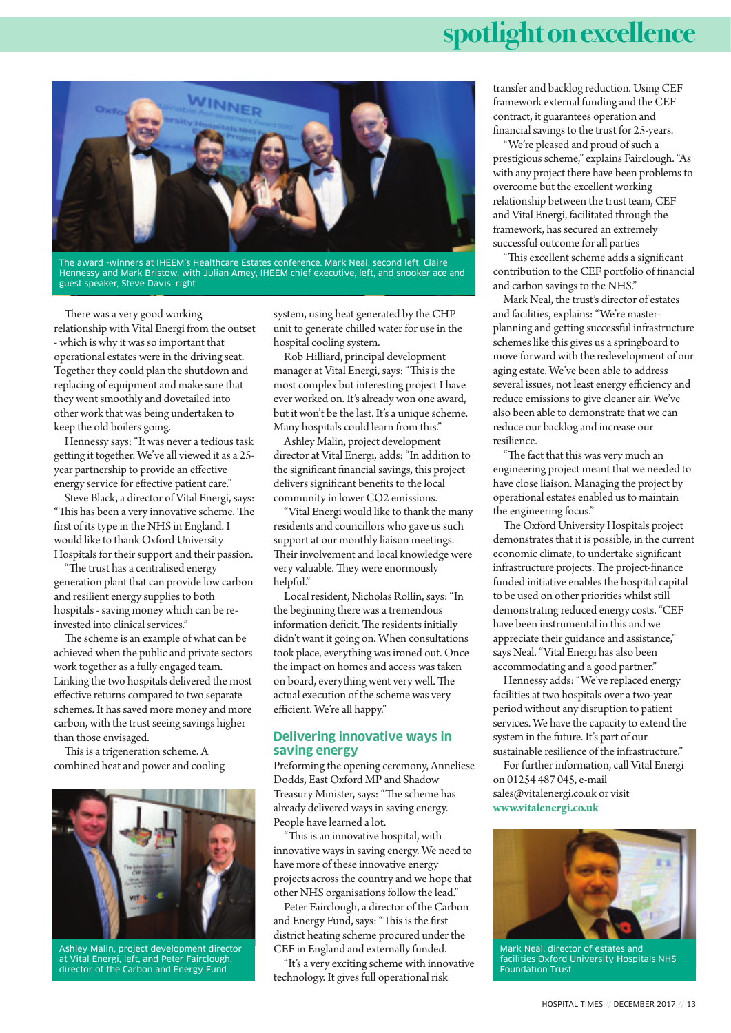The award -winners at IHEEM's Healthcare Estates conference. Mark Neal, second left, Claire Hennessy and Mark Bristow, with Julian Amey, IHEEM chief executive, left, and snooker ace and guest speaker, Steve Davis, right

There was a very good working relationship with Vital Energi from the outset - which is why it was so important that operational estates were in the driving seat. Together they could plan the shutdown and replacing of equipment and make sure that they went smoothly and dovetailed into other work that was being undertaken to keep the old boilers going.

Hennessy says: "It was never a tedious task getting it together. We've all viewed it as a 25-year partnership to provide an effective energy service for effective patient care."

Steve Black, a director of Vital Energi, says: "This has been a very innovative scheme. The first of its type in the NHS in England. I would like to thank Oxford University Hospitals for their support and their passion.

"The trust has a centralised energy generation plant that can provide low carbon and resilient energy supplies to both hospitals - saving money which can be re-invested into clinical services."

The scheme is an example of what can be achieved when the public and private sectors work together as a fully engaged team. Linking the two hospitals delivered the most effective returns compared to two separate schemes. It has saved more money and more carbon, with the trust seeing savings higher than those envisaged.

This is a trigeneration scheme. A combined heat and power and cooling system, using heat generated by the CHP unit to generate chilled water for use in the hospital cooling system.

Ashley Malin, project development director at Vital Energi, left, and Peter Fairclough, director of the Carbon and Energy Fund

Rob Hilliard, principal development manager at Vital Energi, says: "This is the most complex but interesting project I have ever worked on. It's already won one award, but it won't be the last. It's a unique scheme. Many hospitals could learn from this."

Ashley Malin, project development director at Vital Energi, adds: "In addition to the significant financial savings, this project delivers significant benefits to the local community in lower $CO_2$ emissions.

"Vital Energi would like to thank the many residents and councillors who gave us such support at our monthly liaison meetings. Their involvement and local knowledge were very valuable. They were enormously helpful."

Local resident, Nicholas Rollin, says: "In the beginning there was a tremendous information deficit. The residents initially didn't want it going on. When consultations took place, everything was ironed out. Once the impact on homes and access was taken on board, everything went very well. The actual execution of the scheme was very efficient. We're all happy."

## Delivering innovative ways in saving energy

Preforming the opening ceremony, Anneliese Dodds, East Oxford MP and Shadow Treasury Minister, says: "The scheme has already delivered ways in saving energy. People have learned a lot.

"This is an innovative hospital, with innovative ways in saving energy. We need to have more of these innovative energy projects across the country and we hope that other NHS organisations follow the lead."

Peter Fairclough, a director of the Carbon and Energy Fund, says: "This is the first district heating scheme procured under the CEF in England and externally funded.

"It's a very exciting scheme with innovative technology. It gives full operational risk transfer and backlog reduction. Using CEF framework external funding and the CEF contract, it guarantees operation and financial savings to the trust for 25-years.

"We're pleased and proud of such a prestigious scheme," explains Fairclough. "As with any project there have been problems to overcome but the excellent working relationship between the trust team, CEF and Vital Energi, facilitated through the framework, has secured an extremely successful outcome for all parties

"This excellent scheme adds a significant contribution to the CEF portfolio of financial and carbon savings to the NHS."

Mark Neal, the trust's director of estates and facilities, explains: "We're master-planning and getting successful infrastructure schemes like this gives us a springboard to move forward with the redevelopment of our aging estate. We've been able to address several issues, not least energy efficiency and reduce emissions to give cleaner air. We've also been able to demonstrate that we can reduce our backlog and increase our resilience.

"The fact that this was very much an engineering project meant that we needed to have close liaison. Managing the project by operational estates enabled us to maintain the engineering focus."

The Oxford University Hospitals project demonstrates that it is possible, in the current economic climate, to undertake significant infrastructure projects. The project-finance funded initiative enables the hospital capital to be used on other priorities whilst still demonstrating reduced energy costs. "CEF have been instrumental in this and we appreciate their guidance and assistance," says Neal. "Vital Energi has also been accommodating and a good partner."

Hennessy adds: "We've replaced energy facilities at two hospitals over a two-year period without any disruption to patient services. We have the capacity to extend the system in the future. It's part of our sustainable resilience of the infrastructure."

For further information, call Vital Energi on 01254 487 045, e-mail sales@vitalenergi.co.uk or visit **www.vitalenergi.co.uk**

Mark Neal, director of estates and facilities Oxford University Hospitals NHS Foundation Trust